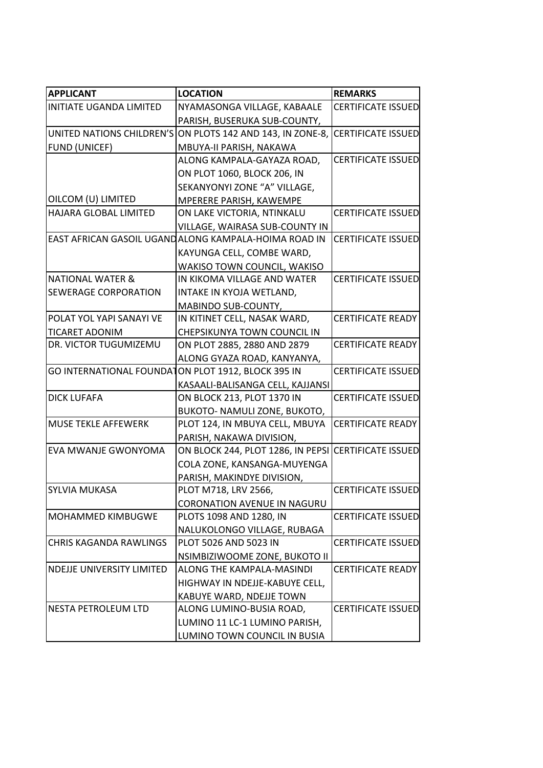| APPLICANT | LOCATION | REMARKS |
|---|---|---|
| INITIATE UGANDA LIMITED | NYAMASONGA VILLAGE, KABAALE PARISH, BUSERUKA SUB-COUNTY, | CERTIFICATE ISSUED |
| UNITED NATIONS CHILDREN'S FUND (UNICEF) | ON PLOTS 142 AND 143, IN ZONE-8, MBUYA-II PARISH, NAKAWA | CERTIFICATE ISSUED |
| OILCOM (U) LIMITED | ALONG KAMPALA-GAYAZA ROAD, ON PLOT 1060, BLOCK 206, IN SEKANYONYI ZONE "A" VILLAGE, MPERERE PARISH, KAWEMPE | CERTIFICATE ISSUED |
| HAJARA GLOBAL LIMITED | ON LAKE VICTORIA, NTINKALU VILLAGE, WAIRASA SUB-COUNTY IN | CERTIFICATE ISSUED |
| EAST AFRICAN GASOIL UGAND | ALONG KAMPALA-HOIMA ROAD IN KAYUNGA CELL, COMBE WARD, WAKISO TOWN COUNCIL, WAKISO | CERTIFICATE ISSUED |
| NATIONAL WATER & SEWERAGE CORPORATION | IN KIKOMA VILLAGE AND WATER INTAKE IN KYOJA WETLAND, MABINDO SUB-COUNTY, | CERTIFICATE ISSUED |
| POLAT YOL YAPI SANAYI VE TICARET ADONIM | IN KITINET CELL, NASAK WARD, CHEPSIKUNYA TOWN COUNCIL IN | CERTIFICATE READY |
| DR. VICTOR TUGUMIZEMU | ON PLOT 2885, 2880 AND 2879 ALONG GYAZA ROAD, KANYANYA, | CERTIFICATE READY |
| GO INTERNATIONAL FOUNDAT | ON PLOT 1912, BLOCK 395 IN KASAALI-BALISANGA CELL, KAJJANSI | CERTIFICATE ISSUED |
| DICK LUFAFA | ON BLOCK 213, PLOT 1370 IN BUKOTO- NAMULI ZONE, BUKOTO, | CERTIFICATE ISSUED |
| MUSE TEKLE AFFEWERK | PLOT 124, IN MBUYA CELL, MBUYA PARISH, NAKAWA DIVISION, | CERTIFICATE READY |
| EVA MWANJE GWONYOMA | ON BLOCK 244, PLOT 1286, IN PEPSI COLA ZONE, KANSANGA-MUYENGA PARISH, MAKINDYE DIVISION, | CERTIFICATE ISSUED |
| SYLVIA MUKASA | PLOT M718, LRV 2566, CORONATION AVENUE IN NAGURU | CERTIFICATE ISSUED |
| MOHAMMED KIMBUGWE | PLOTS 1098 AND 1280, IN NALUKOLONGO VILLAGE, RUBAGA | CERTIFICATE ISSUED |
| CHRIS KAGANDA RAWLINGS | PLOT 5026 AND 5023 IN NSIMBIZIWOOME ZONE, BUKOTO II | CERTIFICATE ISSUED |
| NDEJJE UNIVERSITY LIMITED | ALONG THE KAMPALA-MASINDI HIGHWAY IN NDEJJE-KABUYE CELL, KABUYE WARD, NDEJJE TOWN | CERTIFICATE READY |
| NESTA PETROLEUM LTD | ALONG LUMINO-BUSIA ROAD, LUMINO 11 LC-1 LUMINO PARISH, LUMINO TOWN COUNCIL IN BUSIA | CERTIFICATE ISSUED |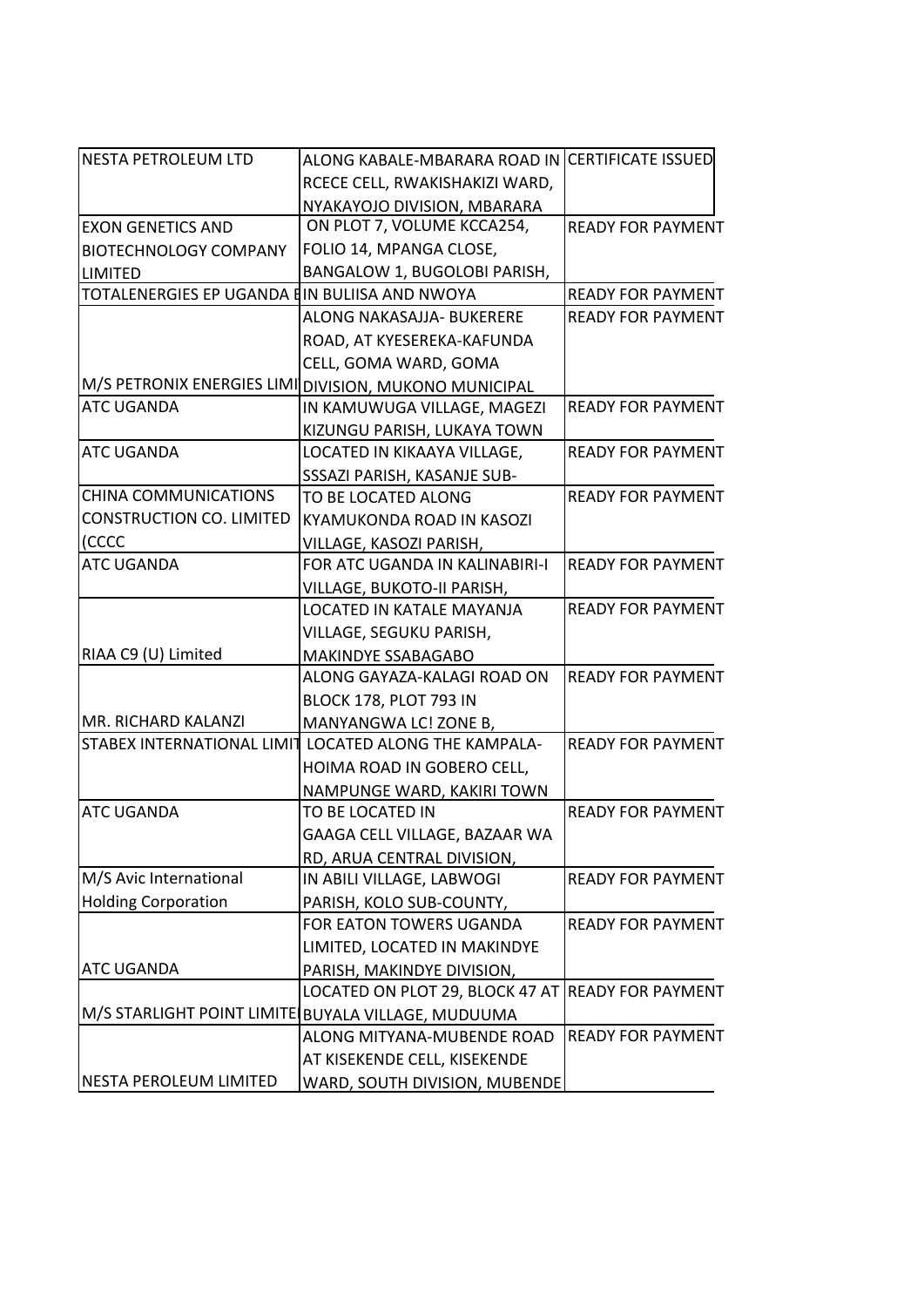| | | |
|---|---|---|
| NESTA PETROLEUM LTD | ALONG KABALE-MBARARA ROAD IN RCECE CELL, RWAKISHAKIZI WARD, NYAKAYOJO DIVISION, MBARARA | CERTIFICATE ISSUED |
| EXON GENETICS AND BIOTECHNOLOGY COMPANY LIMITED | ON PLOT 7, VOLUME KCCA254, FOLIO 14, MPANGA CLOSE, BANGALOW 1, BUGOLOBI PARISH, | READY FOR PAYMENT |
| TOTALENERGIES EP UGANDA B | IN BULIISA AND NWOYA | READY FOR PAYMENT |
| M/S PETRONIX ENERGIES LIMI | ALONG NAKASAJJA- BUKERERE ROAD, AT KYESEREKA-KAFUNDA CELL, GOMA WARD, GOMA DIVISION, MUKONO MUNICIPAL | READY FOR PAYMENT |
| ATC UGANDA | IN KAMUWUGA VILLAGE, MAGEZI KIZUNGU PARISH, LUKAYA TOWN | READY FOR PAYMENT |
| ATC UGANDA | LOCATED IN KIKAAYA VILLAGE, SSSAZI PARISH, KASANJE SUB- | READY FOR PAYMENT |
| CHINA COMMUNICATIONS CONSTRUCTION CO. LIMITED (CCCC | TO BE LOCATED ALONG KYAMUKONDA ROAD IN KASOZI VILLAGE, KASOZI PARISH, | READY FOR PAYMENT |
| ATC UGANDA | FOR ATC UGANDA IN KALINABIRI-I VILLAGE, BUKOTO-II PARISH, | READY FOR PAYMENT |
| RIAA C9 (U) Limited | LOCATED IN KATALE MAYANJA VILLAGE, SEGUKU PARISH, MAKINDYE SSABAGABO | READY FOR PAYMENT |
| MR. RICHARD KALANZI | ALONG GAYAZA-KALAGI ROAD ON BLOCK 178, PLOT 793 IN MANYANGWA LC! ZONE B, | READY FOR PAYMENT |
| STABEX INTERNATIONAL LIMIT | LOCATED ALONG THE KAMPALA-HOIMA ROAD IN GOBERO CELL, NAMPUNGE WARD, KAKIRI TOWN | READY FOR PAYMENT |
| ATC UGANDA | TO BE LOCATED IN GAAGA CELL VILLAGE, BAZAAR WA RD, ARUA CENTRAL DIVISION, | READY FOR PAYMENT |
| M/S Avic International Holding Corporation | IN ABILI VILLAGE, LABWOGI PARISH, KOLO SUB-COUNTY, | READY FOR PAYMENT |
| ATC UGANDA | FOR EATON TOWERS UGANDA LIMITED, LOCATED IN MAKINDYE PARISH, MAKINDYE DIVISION, | READY FOR PAYMENT |
| M/S STARLIGHT POINT LIMITE | LOCATED ON PLOT 29, BLOCK 47 AT BUYALA VILLAGE, MUDUUMA | READY FOR PAYMENT |
| NESTA PEROLEUM LIMITED | ALONG MITYANA-MUBENDE ROAD AT KISEKENDE CELL, KISEKENDE WARD, SOUTH DIVISION, MUBENDE | READY FOR PAYMENT |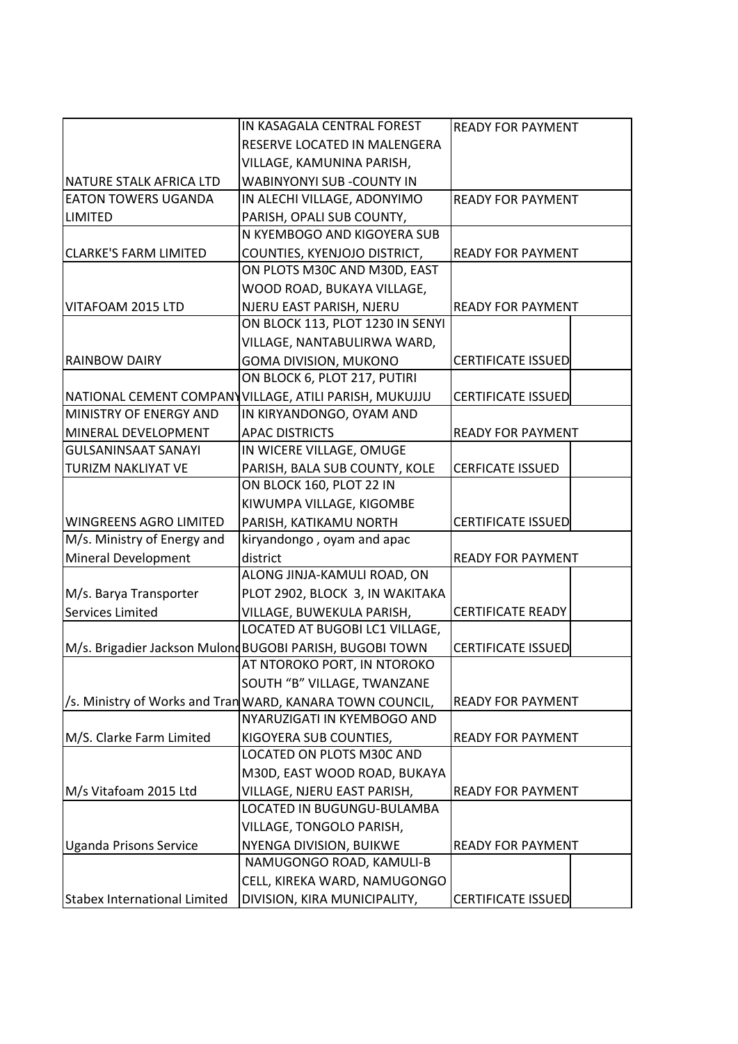| | | | |
|---|---|---|---|
| NATURE STALK AFRICA LTD | IN KASAGALA CENTRAL FOREST RESERVE LOCATED IN MALENGERA VILLAGE, KAMUNINA PARISH, WABINYONYI SUB -COUNTY IN | READY FOR PAYMENT | |
| EATON TOWERS UGANDA LIMITED | IN ALECHI VILLAGE, ADONYIMO PARISH, OPALI SUB COUNTY, | READY FOR PAYMENT | |
| CLARKE'S FARM LIMITED | N KYEMBOGO AND KIGOYERA SUB COUNTIES, KYENJOJO DISTRICT, | READY FOR PAYMENT | |
| VITAFOAM 2015 LTD | ON PLOTS M30C AND M30D, EAST WOOD ROAD, BUKAYA VILLAGE, NJERU EAST PARISH, NJERU | READY FOR PAYMENT | |
| RAINBOW DAIRY | ON BLOCK 113, PLOT 1230 IN SENYI VILLAGE, NANTABULIRWA WARD, GOMA DIVISION, MUKONO | CERTIFICATE ISSUED | |
| NATIONAL CEMENT COMPANY | VILLAGE, ATILI PARISH, MUKUJJU ON BLOCK 6, PLOT 217, PUTIRI | CERTIFICATE ISSUED | |
| MINISTRY OF ENERGY AND MINERAL DEVELOPMENT | IN KIRYANDONGO, OYAM AND APAC DISTRICTS | READY FOR PAYMENT | |
| GULSANINSAAT SANAYI TURIZM NAKLIYAT VE | IN WICERE VILLAGE, OMUGE PARISH, BALA SUB COUNTY, KOLE | CERFICATE ISSUED | |
| WINGREENS AGRO LIMITED | ON BLOCK 160, PLOT 22 IN KIWUMPA VILLAGE, KIGOMBE PARISH, KATIKAMU NORTH | CERTIFICATE ISSUED | |
| M/s. Ministry of Energy and Mineral Development | kiryandongo , oyam and apac district | READY FOR PAYMENT | |
| M/s. Barya Transporter Services Limited | ALONG JINJA-KAMULI ROAD, ON PLOT 2902, BLOCK 3, IN WAKITAKA VILLAGE, BUWEKULA PARISH, | CERTIFICATE READY | |
| M/s. Brigadier Jackson Mulond | LOCATED AT BUGOBI LC1 VILLAGE, BUGOBI PARISH, BUGOBI TOWN | CERTIFICATE ISSUED | |
| /s. Ministry of Works and Tran | AT NTOROKO PORT, IN NTOROKO SOUTH "B" VILLAGE, TWANZANE WARD, KANARA TOWN COUNCIL, | READY FOR PAYMENT | |
| M/S. Clarke Farm Limited | NYARUZIGATI IN KYEMBOGO AND KIGOYERA SUB COUNTIES, | READY FOR PAYMENT | |
| M/s Vitafoam 2015 Ltd | LOCATED ON PLOTS M30C AND M30D, EAST WOOD ROAD, BUKAYA VILLAGE, NJERU EAST PARISH, | READY FOR PAYMENT | |
| Uganda Prisons Service | LOCATED IN BUGUNGU-BULAMBA VILLAGE, TONGOLO PARISH, NYENGA DIVISION, BUIKWE | READY FOR PAYMENT | |
| Stabex International Limited | NAMUGONGO ROAD, KAMULI-B CELL, KIREKA WARD, NAMUGONGO DIVISION, KIRA MUNICIPALITY, | CERTIFICATE ISSUED | |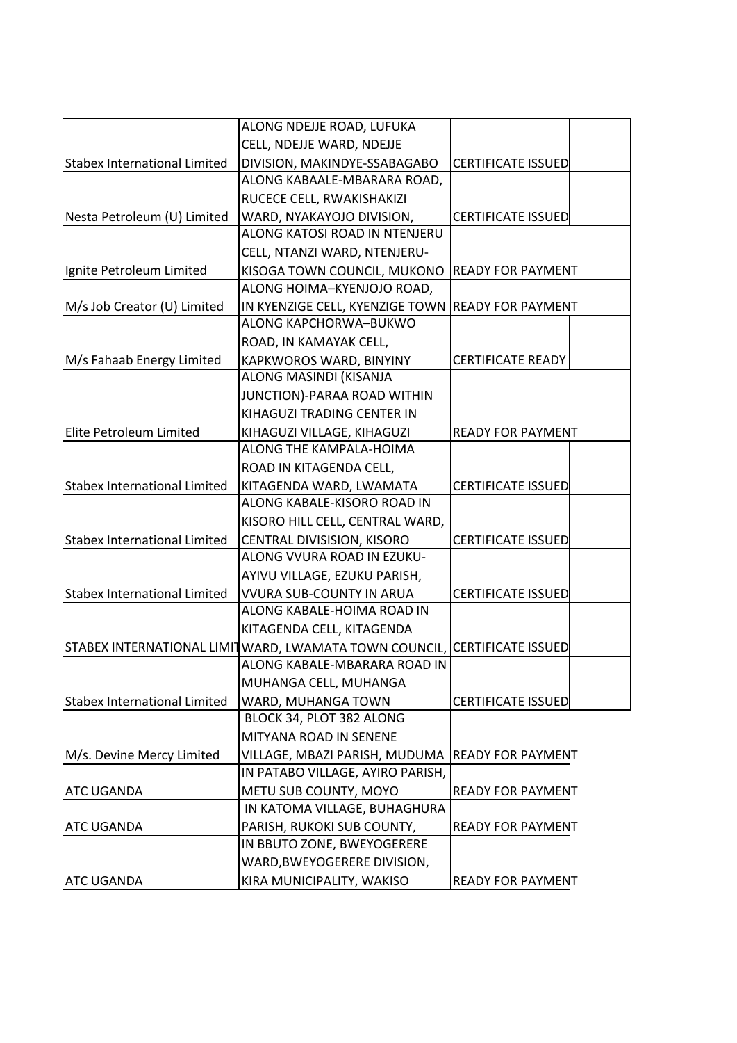| | | | |
|---|---|---|---|
| Stabex International Limited | ALONG NDEJJE ROAD, LUFUKA CELL, NDEJJE WARD, NDEJJE DIVISION, MAKINDYE-SSABAGABO | CERTIFICATE ISSUED | |
| Nesta Petroleum (U) Limited | ALONG KABAALE-MBARARA ROAD, RUCECE CELL, RWAKISHAKIZI WARD, NYAKAYOJO DIVISION, | CERTIFICATE ISSUED | |
| Ignite Petroleum Limited | ALONG KATOSI ROAD IN NTENJERU CELL, NTANZI WARD, NTENJERU-KISOGA TOWN COUNCIL, MUKONO | READY FOR PAYMENT | |
| M/s Job Creator (U) Limited | ALONG HOIMA–KYENJOJO ROAD, IN KYENZIGE CELL, KYENZIGE TOWN | READY FOR PAYMENT | |
| M/s Fahaab Energy Limited | ALONG KAPCHORWA–BUKWO ROAD, IN KAMAYAK CELL, KAPKWOROS WARD, BINYINY | CERTIFICATE READY | |
| Elite Petroleum Limited | ALONG MASINDI (KISANJA JUNCTION)-PARAA ROAD WITHIN KIHAGUZI TRADING CENTER IN KIHAGUZI VILLAGE, KIHAGUZI | READY FOR PAYMENT | |
| Stabex International Limited | ALONG THE KAMPALA-HOIMA ROAD IN KITAGENDA CELL, KITAGENDA WARD, LWAMATA | CERTIFICATE ISSUED | |
| Stabex International Limited | ALONG KABALE-KISORO ROAD IN KISORO HILL CELL, CENTRAL WARD, CENTRAL DIVISISION, KISORO | CERTIFICATE ISSUED | |
| Stabex International Limited | ALONG VVURA ROAD IN EZUKU-AYIVU VILLAGE, EZUKU PARISH, VVURA SUB-COUNTY IN ARUA | CERTIFICATE ISSUED | |
| STABEX INTERNATIONAL LIMIT | ALONG KABALE-HOIMA ROAD IN KITAGENDA CELL, KITAGENDA WARD, LWAMATA TOWN COUNCIL, | CERTIFICATE ISSUED | |
| Stabex International Limited | ALONG KABALE-MBARARA ROAD IN MUHANGA CELL, MUHANGA WARD, MUHANGA TOWN | CERTIFICATE ISSUED | |
| M/s. Devine Mercy Limited | BLOCK 34, PLOT 382 ALONG MITYANA ROAD IN SENENE VILLAGE, MBAZI PARISH, MUDUMA | READY FOR PAYMENT | |
| ATC UGANDA | IN PATABO VILLAGE, AYIRO PARISH, METU SUB COUNTY, MOYO | READY FOR PAYMENT | |
| ATC UGANDA | IN KATOMA VILLAGE, BUHAGHURA PARISH, RUKOKI SUB COUNTY, | READY FOR PAYMENT | |
| ATC UGANDA | IN BBUTO ZONE, BWEYOGERERE WARD,BWEYOGERERE DIVISION, KIRA MUNICIPALITY, WAKISO | READY FOR PAYMENT | |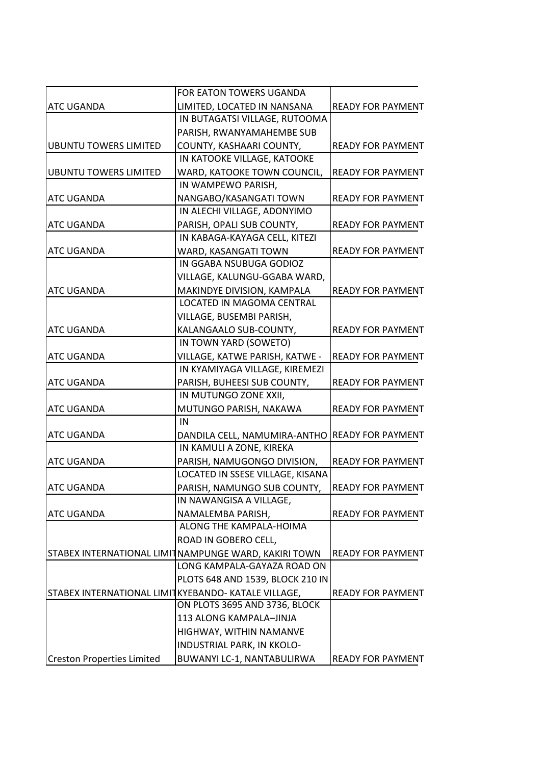| | | |
|---|---|---|
| ATC UGANDA | FOR EATON TOWERS UGANDA LIMITED, LOCATED IN NANSANA | READY FOR PAYMENT |
| UBUNTU TOWERS LIMITED | IN BUTAGATSI VILLAGE, RUTOOMA PARISH, RWANYAMAHEMBE SUB COUNTY, KASHAARI COUNTY, | READY FOR PAYMENT |
| UBUNTU TOWERS LIMITED | IN KATOOKE VILLAGE, KATOOKE WARD, KATOOKE TOWN COUNCIL, | READY FOR PAYMENT |
| ATC UGANDA | IN WAMPEWO PARISH, NANGABO/KASANGATI TOWN | READY FOR PAYMENT |
| ATC UGANDA | IN ALECHI VILLAGE, ADONYIMO PARISH, OPALI SUB COUNTY, | READY FOR PAYMENT |
| ATC UGANDA | IN KABAGA-KAYAGA CELL, KITEZI WARD, KASANGATI TOWN | READY FOR PAYMENT |
| ATC UGANDA | IN GGABA NSUBUGA GODIOZ VILLAGE, KALUNGU-GGABA WARD, MAKINDYE DIVISION, KAMPALA | READY FOR PAYMENT |
| ATC UGANDA | LOCATED IN MAGOMA CENTRAL VILLAGE, BUSEMBI PARISH, KALANGAALO SUB-COUNTY, | READY FOR PAYMENT |
| ATC UGANDA | IN TOWN YARD (SOWETO) VILLAGE, KATWE PARISH, KATWE - | READY FOR PAYMENT |
| ATC UGANDA | IN KYAMIYAGA VILLAGE, KIREMEZI PARISH, BUHEESI SUB COUNTY, | READY FOR PAYMENT |
| ATC UGANDA | IN MUTUNGO ZONE XXII, MUTUNGO PARISH, NAKAWA | READY FOR PAYMENT |
| ATC UGANDA | IN DANDILA CELL, NAMUMIRA-ANTHO | READY FOR PAYMENT |
| ATC UGANDA | IN KAMULI A ZONE, KIREKA PARISH, NAMUGONGO DIVISION, | READY FOR PAYMENT |
| ATC UGANDA | LOCATED IN SSESE VILLAGE, KISANA PARISH, NAMUNGO SUB COUNTY, | READY FOR PAYMENT |
| ATC UGANDA | IN NAWANGISA A VILLAGE, NAMALEMBA PARISH, | READY FOR PAYMENT |
| STABEX INTERNATIONAL LIMIT | ALONG THE KAMPALA-HOIMA ROAD IN GOBERO CELL, NAMPUNGE WARD, KAKIRI TOWN | READY FOR PAYMENT |
| STABEX INTERNATIONAL LIMIT | LONG KAMPALA-GAYAZA ROAD ON PLOTS 648 AND 1539, BLOCK 210 IN KYEBANDO- KATALE VILLAGE, | READY FOR PAYMENT |
| Creston Properties Limited | ON PLOTS 3695 AND 3736, BLOCK 113 ALONG KAMPALA–JINJA HIGHWAY, WITHIN NAMANVE INDUSTRIAL PARK, IN KKOLO-BUWANYI LC-1, NANTABULIRWA | READY FOR PAYMENT |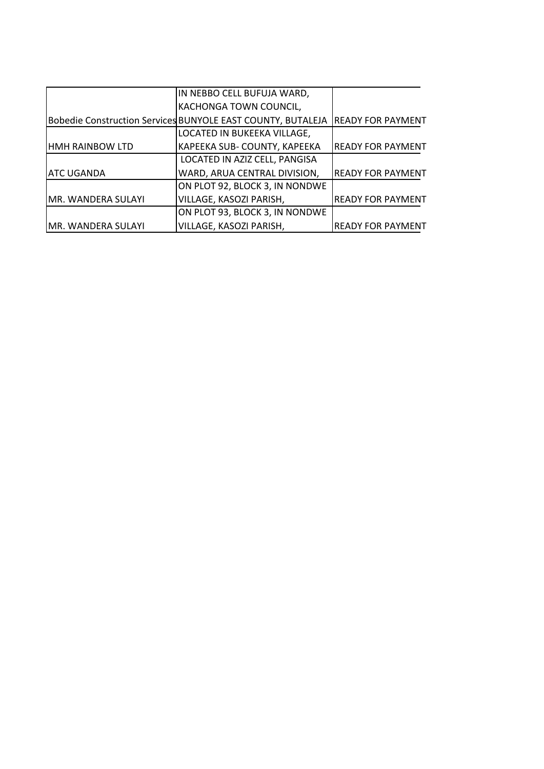| | | |
|---|---|---|
| Bobedie Construction Services | IN NEBBO CELL BUFUJA WARD, KACHONGA TOWN COUNCIL, BUNYOLE EAST COUNTY, BUTALEJA | READY FOR PAYMENT |
| HMH RAINBOW LTD | LOCATED IN BUKEEKA VILLAGE, KAPEEKA SUB- COUNTY, KAPEEKA | READY FOR PAYMENT |
| ATC UGANDA | LOCATED IN AZIZ CELL, PANGISA WARD, ARUA CENTRAL DIVISION, | READY FOR PAYMENT |
| MR. WANDERA SULAYI | ON PLOT 92, BLOCK 3, IN NONDWE VILLAGE, KASOZI PARISH, | READY FOR PAYMENT |
| MR. WANDERA SULAYI | ON PLOT 93, BLOCK 3, IN NONDWE VILLAGE, KASOZI PARISH, | READY FOR PAYMENT |